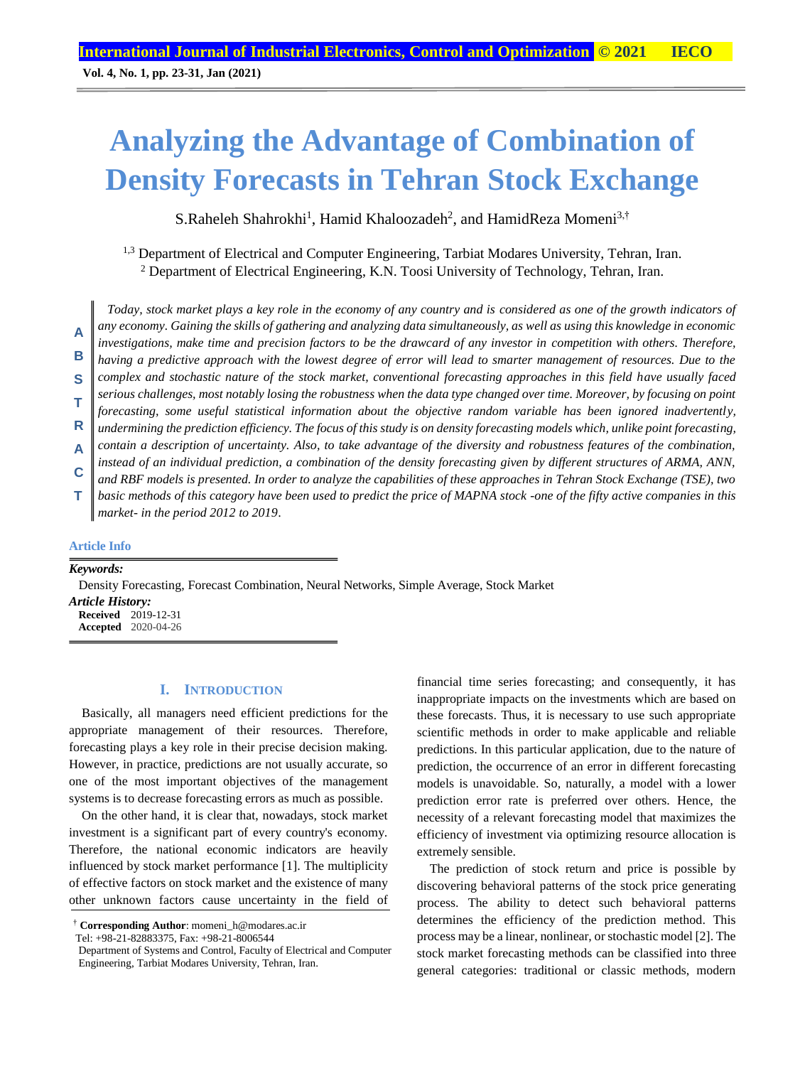# Analyzing the Advantage of Combination of Density Forecasts in Tehran Stock Exchange

S.Raheleh Shahrokhi[1], Hamid Khaloozadeh[2], and HamidReza Momeni[3,†]

[1,3] Department of Electrical and Computer Engineering, Tarbiat Modares University, Tehran, Iran.
[2] Department of Electrical Engineering, K.N. Toosi University of Technology, Tehran, Iran.

**ABSTRACT**

*Today, stock market plays a key role in the economy of any country and is considered as one of the growth indicators of any economy. Gaining the skills of gathering and analyzing data simultaneously, as well as using this knowledge in economic investigations, make time and precision factors to be the drawcard of any investor in competition with others. Therefore, having a predictive approach with the lowest degree of error will lead to smarter management of resources. Due to the complex and stochastic nature of the stock market, conventional forecasting approaches in this field have usually faced serious challenges, most notably losing the robustness when the data type changed over time. Moreover, by focusing on point forecasting, some useful statistical information about the objective random variable has been ignored inadvertently, undermining the prediction efficiency. The focus of this study is on density forecasting models which, unlike point forecasting, contain a description of uncertainty. Also, to take advantage of the diversity and robustness features of the combination, instead of an individual prediction, a combination of the density forecasting given by different structures of ARMA, ANN, and RBF models is presented. In order to analyze the capabilities of these approaches in Tehran Stock Exchange (TSE), two basic methods of this category have been used to predict the price of MAPNA stock -one of the fifty active companies in this market- in the period 2012 to 2019.*

**Article Info**

***Keywords:***
Density Forecasting, Forecast Combination, Neural Networks, Simple Average, Stock Market

***Article History:***
**Received** 2019-12-31
**Accepted** 2020-04-26

## I. INTRODUCTION

Basically, all managers need efficient predictions for the appropriate management of their resources. Therefore, forecasting plays a key role in their precise decision making. However, in practice, predictions are not usually accurate, so one of the most important objectives of the management systems is to decrease forecasting errors as much as possible.

On the other hand, it is clear that, nowadays, stock market investment is a significant part of every country's economy. Therefore, the national economic indicators are heavily influenced by stock market performance [1]. The multiplicity of effective factors on stock market and the existence of many other unknown factors cause uncertainty in the field of financial time series forecasting; and consequently, it has inappropriate impacts on the investments which are based on these forecasts. Thus, it is necessary to use such appropriate scientific methods in order to make applicable and reliable predictions. In this particular application, due to the nature of prediction, the occurrence of an error in different forecasting models is unavoidable. So, naturally, a model with a lower prediction error rate is preferred over others. Hence, the necessity of a relevant forecasting model that maximizes the efficiency of investment via optimizing resource allocation is extremely sensible.

The prediction of stock return and price is possible by discovering behavioral patterns of the stock price generating process. The ability to detect such behavioral patterns determines the efficiency of the prediction method. This process may be a linear, nonlinear, or stochastic model [2]. The stock market forecasting methods can be classified into three general categories: traditional or classic methods, modern

† **Corresponding Author**: momeni_h@modares.ac.ir
Tel: +98-21-82883375, Fax: +98-21-8006544
Department of Systems and Control, Faculty of Electrical and Computer Engineering, Tarbiat Modares University, Tehran, Iran.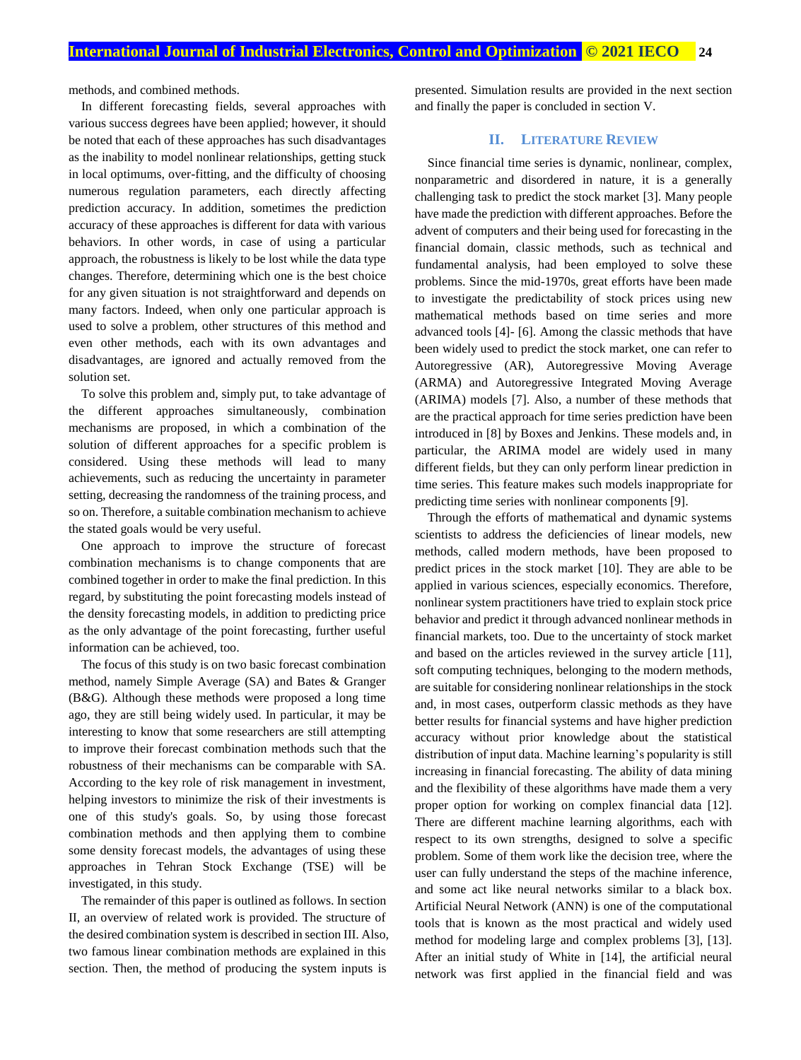methods, and combined methods.

In different forecasting fields, several approaches with various success degrees have been applied; however, it should be noted that each of these approaches has such disadvantages as the inability to model nonlinear relationships, getting stuck in local optimums, over-fitting, and the difficulty of choosing numerous regulation parameters, each directly affecting prediction accuracy. In addition, sometimes the prediction accuracy of these approaches is different for data with various behaviors. In other words, in case of using a particular approach, the robustness is likely to be lost while the data type changes. Therefore, determining which one is the best choice for any given situation is not straightforward and depends on many factors. Indeed, when only one particular approach is used to solve a problem, other structures of this method and even other methods, each with its own advantages and disadvantages, are ignored and actually removed from the solution set.

To solve this problem and, simply put, to take advantage of the different approaches simultaneously, combination mechanisms are proposed, in which a combination of the solution of different approaches for a specific problem is considered. Using these methods will lead to many achievements, such as reducing the uncertainty in parameter setting, decreasing the randomness of the training process, and so on. Therefore, a suitable combination mechanism to achieve the stated goals would be very useful.

One approach to improve the structure of forecast combination mechanisms is to change components that are combined together in order to make the final prediction. In this regard, by substituting the point forecasting models instead of the density forecasting models, in addition to predicting price as the only advantage of the point forecasting, further useful information can be achieved, too.

The focus of this study is on two basic forecast combination method, namely Simple Average (SA) and Bates & Granger (B&G). Although these methods were proposed a long time ago, they are still being widely used. In particular, it may be interesting to know that some researchers are still attempting to improve their forecast combination methods such that the robustness of their mechanisms can be comparable with SA. According to the key role of risk management in investment, helping investors to minimize the risk of their investments is one of this study's goals. So, by using those forecast combination methods and then applying them to combine some density forecast models, the advantages of using these approaches in Tehran Stock Exchange (TSE) will be investigated, in this study.

The remainder of this paper is outlined as follows. In section II, an overview of related work is provided. The structure of the desired combination system is described in section III. Also, two famous linear combination methods are explained in this section. Then, the method of producing the system inputs is presented. Simulation results are provided in the next section and finally the paper is concluded in section V.

## II. Literature Review

Since financial time series is dynamic, nonlinear, complex, nonparametric and disordered in nature, it is a generally challenging task to predict the stock market [3]. Many people have made the prediction with different approaches. Before the advent of computers and their being used for forecasting in the financial domain, classic methods, such as technical and fundamental analysis, had been employed to solve these problems. Since the mid-1970s, great efforts have been made to investigate the predictability of stock prices using new mathematical methods based on time series and more advanced tools [4]- [6]. Among the classic methods that have been widely used to predict the stock market, one can refer to Autoregressive (AR), Autoregressive Moving Average (ARMA) and Autoregressive Integrated Moving Average (ARIMA) models [7]. Also, a number of these methods that are the practical approach for time series prediction have been introduced in [8] by Boxes and Jenkins. These models and, in particular, the ARIMA model are widely used in many different fields, but they can only perform linear prediction in time series. This feature makes such models inappropriate for predicting time series with nonlinear components [9].

Through the efforts of mathematical and dynamic systems scientists to address the deficiencies of linear models, new methods, called modern methods, have been proposed to predict prices in the stock market [10]. They are able to be applied in various sciences, especially economics. Therefore, nonlinear system practitioners have tried to explain stock price behavior and predict it through advanced nonlinear methods in financial markets, too. Due to the uncertainty of stock market and based on the articles reviewed in the survey article [11], soft computing techniques, belonging to the modern methods, are suitable for considering nonlinear relationships in the stock and, in most cases, outperform classic methods as they have better results for financial systems and have higher prediction accuracy without prior knowledge about the statistical distribution of input data. Machine learning's popularity is still increasing in financial forecasting. The ability of data mining and the flexibility of these algorithms have made them a very proper option for working on complex financial data [12]. There are different machine learning algorithms, each with respect to its own strengths, designed to solve a specific problem. Some of them work like the decision tree, where the user can fully understand the steps of the machine inference, and some act like neural networks similar to a black box. Artificial Neural Network (ANN) is one of the computational tools that is known as the most practical and widely used method for modeling large and complex problems [3], [13]. After an initial study of White in [14], the artificial neural network was first applied in the financial field and was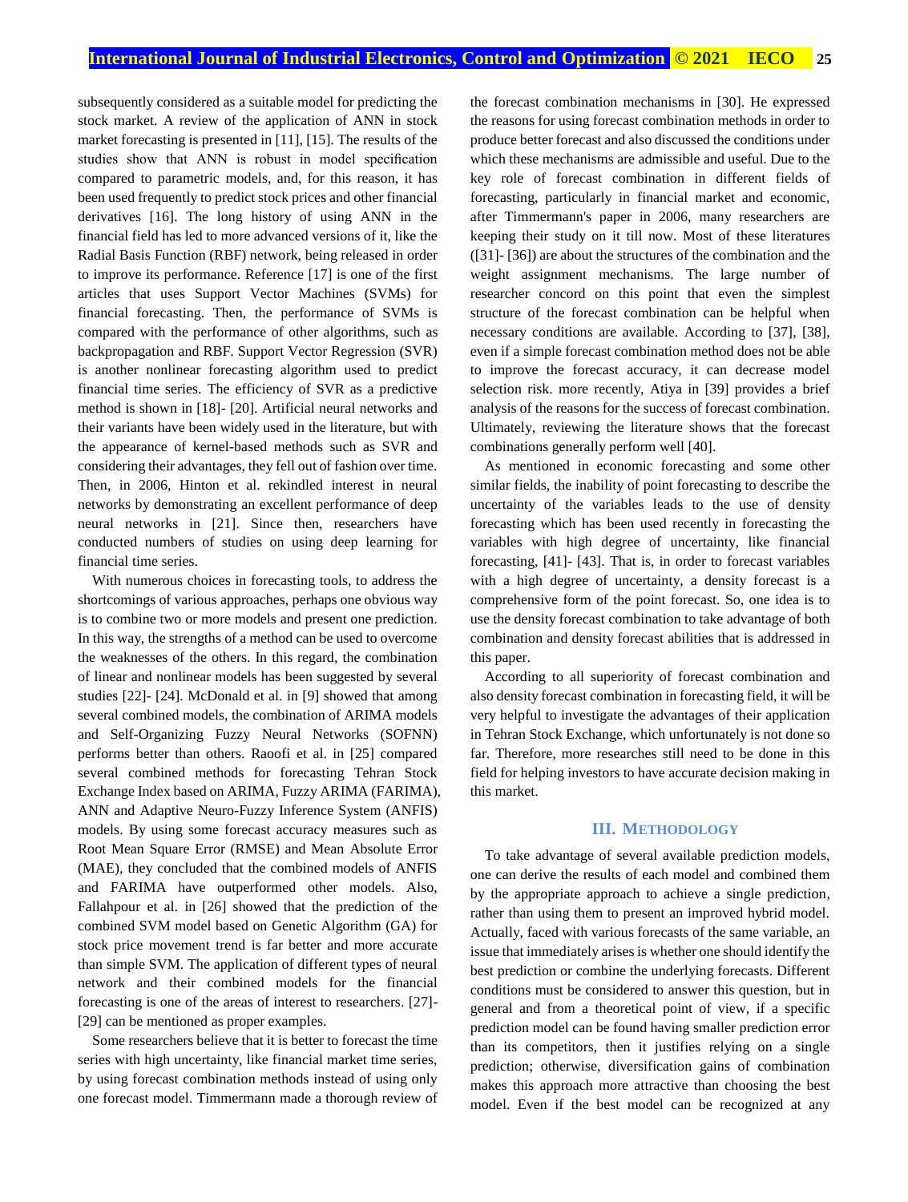subsequently considered as a suitable model for predicting the stock market. A review of the application of ANN in stock market forecasting is presented in [11], [15]. The results of the studies show that ANN is robust in model specification compared to parametric models, and, for this reason, it has been used frequently to predict stock prices and other financial derivatives [16]. The long history of using ANN in the financial field has led to more advanced versions of it, like the Radial Basis Function (RBF) network, being released in order to improve its performance. Reference [17] is one of the first articles that uses Support Vector Machines (SVMs) for financial forecasting. Then, the performance of SVMs is compared with the performance of other algorithms, such as backpropagation and RBF. Support Vector Regression (SVR) is another nonlinear forecasting algorithm used to predict financial time series. The efficiency of SVR as a predictive method is shown in [18]- [20]. Artificial neural networks and their variants have been widely used in the literature, but with the appearance of kernel-based methods such as SVR and considering their advantages, they fell out of fashion over time. Then, in 2006, Hinton et al. rekindled interest in neural networks by demonstrating an excellent performance of deep neural networks in [21]. Since then, researchers have conducted numbers of studies on using deep learning for financial time series.

With numerous choices in forecasting tools, to address the shortcomings of various approaches, perhaps one obvious way is to combine two or more models and present one prediction. In this way, the strengths of a method can be used to overcome the weaknesses of the others. In this regard, the combination of linear and nonlinear models has been suggested by several studies [22]- [24]. McDonald et al. in [9] showed that among several combined models, the combination of ARIMA models and Self-Organizing Fuzzy Neural Networks (SOFNN) performs better than others. Raoofi et al. in [25] compared several combined methods for forecasting Tehran Stock Exchange Index based on ARIMA, Fuzzy ARIMA (FARIMA), ANN and Adaptive Neuro-Fuzzy Inference System (ANFIS) models. By using some forecast accuracy measures such as Root Mean Square Error (RMSE) and Mean Absolute Error (MAE), they concluded that the combined models of ANFIS and FARIMA have outperformed other models. Also, Fallahpour et al. in [26] showed that the prediction of the combined SVM model based on Genetic Algorithm (GA) for stock price movement trend is far better and more accurate than simple SVM. The application of different types of neural network and their combined models for the financial forecasting is one of the areas of interest to researchers. [27]- [29] can be mentioned as proper examples.

Some researchers believe that it is better to forecast the time series with high uncertainty, like financial market time series, by using forecast combination methods instead of using only one forecast model. Timmermann made a thorough review of the forecast combination mechanisms in [30]. He expressed the reasons for using forecast combination methods in order to produce better forecast and also discussed the conditions under which these mechanisms are admissible and useful. Due to the key role of forecast combination in different fields of forecasting, particularly in financial market and economic, after Timmermann's paper in 2006, many researchers are keeping their study on it till now. Most of these literatures ([31]- [36]) are about the structures of the combination and the weight assignment mechanisms. The large number of researcher concord on this point that even the simplest structure of the forecast combination can be helpful when necessary conditions are available. According to [37], [38], even if a simple forecast combination method does not be able to improve the forecast accuracy, it can decrease model selection risk. more recently, Atiya in [39] provides a brief analysis of the reasons for the success of forecast combination. Ultimately, reviewing the literature shows that the forecast combinations generally perform well [40].

As mentioned in economic forecasting and some other similar fields, the inability of point forecasting to describe the uncertainty of the variables leads to the use of density forecasting which has been used recently in forecasting the variables with high degree of uncertainty, like financial forecasting, [41]- [43]. That is, in order to forecast variables with a high degree of uncertainty, a density forecast is a comprehensive form of the point forecast. So, one idea is to use the density forecast combination to take advantage of both combination and density forecast abilities that is addressed in this paper.

According to all superiority of forecast combination and also density forecast combination in forecasting field, it will be very helpful to investigate the advantages of their application in Tehran Stock Exchange, which unfortunately is not done so far. Therefore, more researches still need to be done in this field for helping investors to have accurate decision making in this market.

## III. Methodology

To take advantage of several available prediction models, one can derive the results of each model and combined them by the appropriate approach to achieve a single prediction, rather than using them to present an improved hybrid model. Actually, faced with various forecasts of the same variable, an issue that immediately arises is whether one should identify the best prediction or combine the underlying forecasts. Different conditions must be considered to answer this question, but in general and from a theoretical point of view, if a specific prediction model can be found having smaller prediction error than its competitors, then it justifies relying on a single prediction; otherwise, diversification gains of combination makes this approach more attractive than choosing the best model. Even if the best model can be recognized at any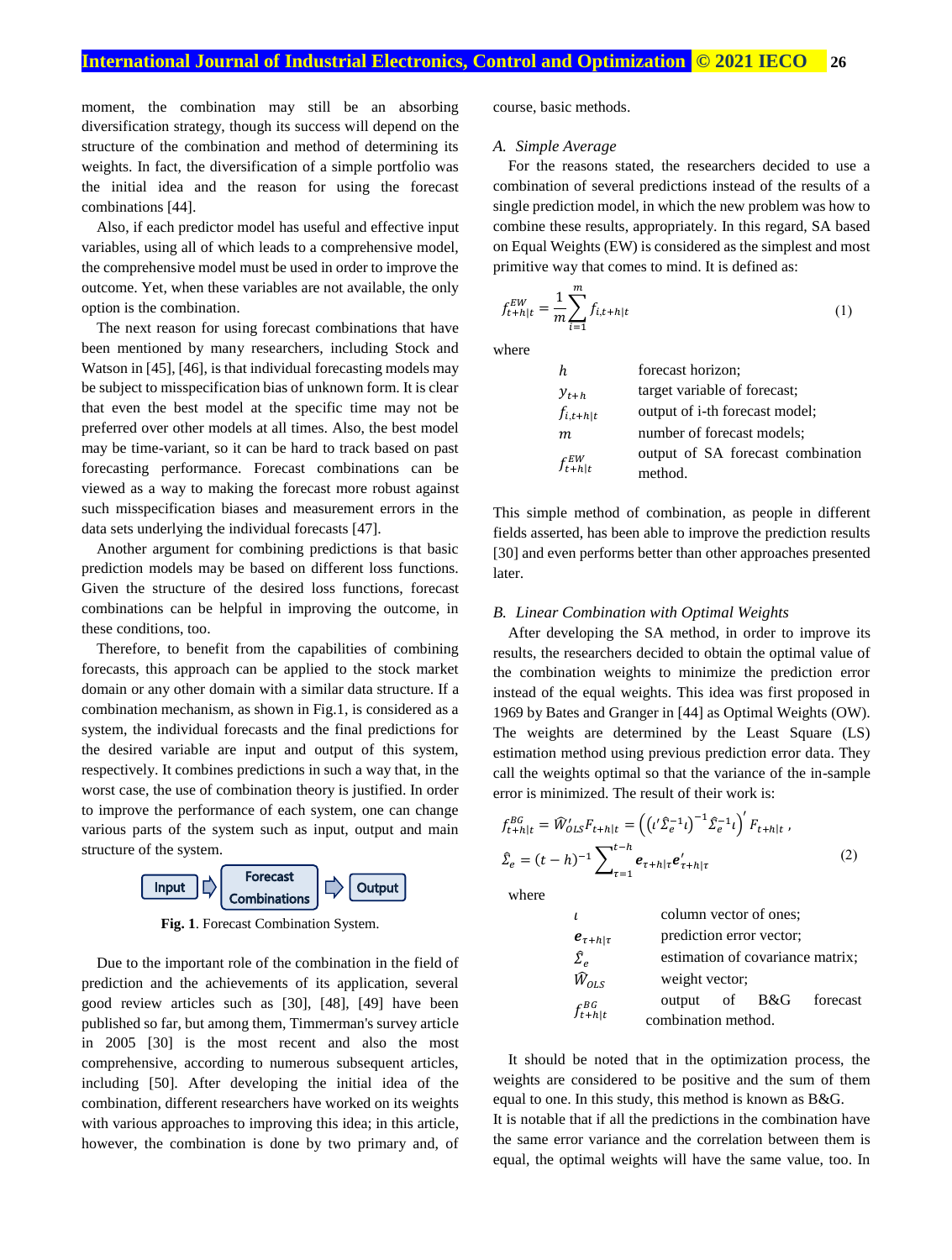moment, the combination may still be an absorbing diversification strategy, though its success will depend on the structure of the combination and method of determining its weights. In fact, the diversification of a simple portfolio was the initial idea and the reason for using the forecast combinations [44].

Also, if each predictor model has useful and effective input variables, using all of which leads to a comprehensive model, the comprehensive model must be used in order to improve the outcome. Yet, when these variables are not available, the only option is the combination.

The next reason for using forecast combinations that have been mentioned by many researchers, including Stock and Watson in [45], [46], is that individual forecasting models may be subject to misspecification bias of unknown form. It is clear that even the best model at the specific time may not be preferred over other models at all times. Also, the best model may be time-variant, so it can be hard to track based on past forecasting performance. Forecast combinations can be viewed as a way to making the forecast more robust against such misspecification biases and measurement errors in the data sets underlying the individual forecasts [47].

Another argument for combining predictions is that basic prediction models may be based on different loss functions. Given the structure of the desired loss functions, forecast combinations can be helpful in improving the outcome, in these conditions, too.

Therefore, to benefit from the capabilities of combining forecasts, this approach can be applied to the stock market domain or any other domain with a similar data structure. If a combination mechanism, as shown in Fig.1, is considered as a system, the individual forecasts and the final predictions for the desired variable are input and output of this system, respectively. It combines predictions in such a way that, in the worst case, the use of combination theory is justified. In order to improve the performance of each system, one can change various parts of the system such as input, output and main structure of the system.

Input ⇨ Forecast Combinations ⇨ Output

**Fig. 1**. Forecast Combination System.

Due to the important role of the combination in the field of prediction and the achievements of its application, several good review articles such as [30], [48], [49] have been published so far, but among them, Timmerman's survey article in 2005 [30] is the most recent and also the most comprehensive, according to numerous subsequent articles, including [50]. After developing the initial idea of the combination, different researchers have worked on its weights with various approaches to improving this idea; in this article, however, the combination is done by two primary and, of course, basic methods.

### *A. Simple Average*

For the reasons stated, the researchers decided to use a combination of several predictions instead of the results of a single prediction model, in which the new problem was how to combine these results, appropriately. In this regard, SA based on Equal Weights (EW) is considered as the simplest and most primitive way that comes to mind. It is defined as:

$$f^{EW}_{t+h|t} = \frac{1}{m}\sum_{i=1}^{m} f_{i,t+h|t} \tag{1}$$

where

| | |
|---|---|
| $h$ | forecast horizon; |
| $y_{t+h}$ | target variable of forecast; |
| $f_{i,t+h\|t}$ | output of i-th forecast model; |
| $m$ | number of forecast models; |
| $f^{EW}_{t+h\|t}$ | output of SA forecast combination method. |

This simple method of combination, as people in different fields asserted, has been able to improve the prediction results [30] and even performs better than other approaches presented later.

### *B. Linear Combination with Optimal Weights*

After developing the SA method, in order to improve its results, the researchers decided to obtain the optimal value of the combination weights to minimize the prediction error instead of the equal weights. This idea was first proposed in 1969 by Bates and Granger in [44] as Optimal Weights (OW). The weights are determined by the Least Square (LS) estimation method using previous prediction error data. They call the weights optimal so that the variance of the in-sample error is minimized. The result of their work is:

$$f^{BG}_{t+h|t} = \widehat{W}'_{OLS}F_{t+h|t} = \left(\left(\iota'\hat{\Sigma}_e^{-1}\iota\right)^{-1}\hat{\Sigma}_e^{-1}\iota\right)' F_{t+h|t}\ ,$$
$$\hat{\Sigma}_e = (t-h)^{-1}\sum_{\tau=1}^{t-h} \boldsymbol{e}_{\tau+h|\tau}\boldsymbol{e}'_{\tau+h|\tau} \tag{2}$$

where

| | |
|---|---|
| $\iota$ | column vector of ones; |
| $\boldsymbol{e}_{\tau+h\|\tau}$ | prediction error vector; |
| $\hat{\Sigma}_e$ | estimation of covariance matrix; |
| $\widehat{W}_{OLS}$ | weight vector; |
| $f^{BG}_{t+h\|t}$ | output of B&G forecast combination method. |

It should be noted that in the optimization process, the weights are considered to be positive and the sum of them equal to one. In this study, this method is known as B&G.

It is notable that if all the predictions in the combination have the same error variance and the correlation between them is equal, the optimal weights will have the same value, too. In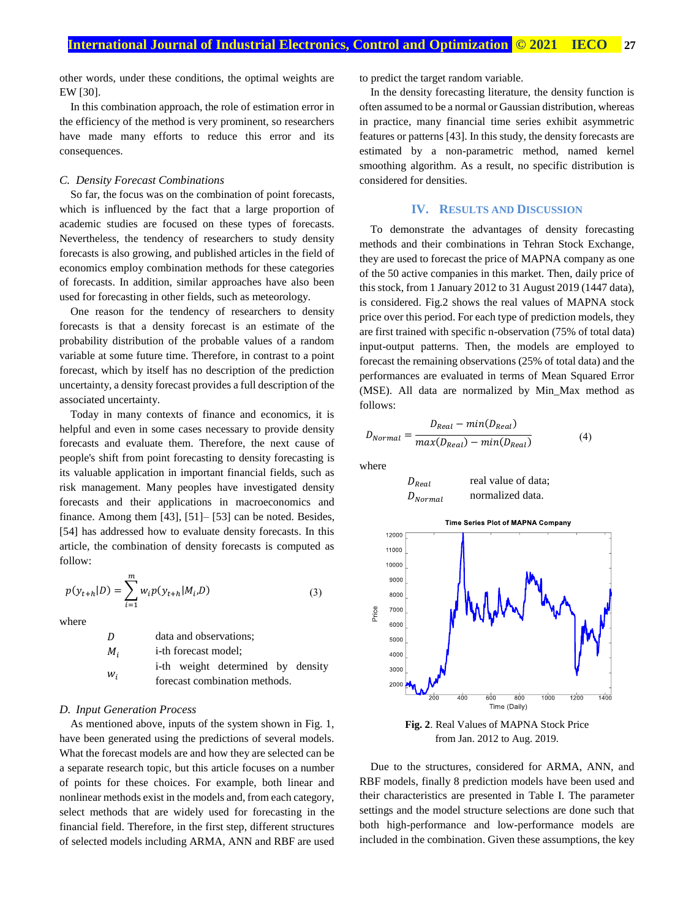other words, under these conditions, the optimal weights are EW [30].

In this combination approach, the role of estimation error in the efficiency of the method is very prominent, so researchers have made many efforts to reduce this error and its consequences.

### *C. Density Forecast Combinations*

So far, the focus was on the combination of point forecasts, which is influenced by the fact that a large proportion of academic studies are focused on these types of forecasts. Nevertheless, the tendency of researchers to study density forecasts is also growing, and published articles in the field of economics employ combination methods for these categories of forecasts. In addition, similar approaches have also been used for forecasting in other fields, such as meteorology.

One reason for the tendency of researchers to density forecasts is that a density forecast is an estimate of the probability distribution of the probable values of a random variable at some future time. Therefore, in contrast to a point forecast, which by itself has no description of the prediction uncertainty, a density forecast provides a full description of the associated uncertainty.

Today in many contexts of finance and economics, it is helpful and even in some cases necessary to provide density forecasts and evaluate them. Therefore, the next cause of people's shift from point forecasting to density forecasting is its valuable application in important financial fields, such as risk management. Many peoples have investigated density forecasts and their applications in macroeconomics and finance. Among them [43], [51]– [53] can be noted. Besides, [54] has addressed how to evaluate density forecasts. In this article, the combination of density forecasts is computed as follow:

$$p(y_{t+h}|D) = \sum_{i=1}^{m} w_i p(y_{t+h}|M_i,D) \qquad (3)$$

where

| | |
|---|---|
| $D$ | data and observations; |
| $M_i$ | i-th forecast model; |
| $w_i$ | i-th weight determined by density forecast combination methods. |

### *D. Input Generation Process*

As mentioned above, inputs of the system shown in Fig. 1, have been generated using the predictions of several models. What the forecast models are and how they are selected can be a separate research topic, but this article focuses on a number of points for these choices. For example, both linear and nonlinear methods exist in the models and, from each category, select methods that are widely used for forecasting in the financial field. Therefore, in the first step, different structures of selected models including ARMA, ANN and RBF are used to predict the target random variable.

In the density forecasting literature, the density function is often assumed to be a normal or Gaussian distribution, whereas in practice, many financial time series exhibit asymmetric features or patterns [43]. In this study, the density forecasts are estimated by a non-parametric method, named kernel smoothing algorithm. As a result, no specific distribution is considered for densities.

## IV. Results and Discussion

To demonstrate the advantages of density forecasting methods and their combinations in Tehran Stock Exchange, they are used to forecast the price of MAPNA company as one of the 50 active companies in this market. Then, daily price of this stock, from 1 January 2012 to 31 August 2019 (1447 data), is considered. Fig.2 shows the real values of MAPNA stock price over this period. For each type of prediction models, they are first trained with specific n-observation (75% of total data) input-output patterns. Then, the models are employed to forecast the remaining observations (25% of total data) and the performances are evaluated in terms of Mean Squared Error (MSE). All data are normalized by Min_Max method as follows:

$$D_{Normal} = \frac{D_{Real} - min(D_{Real})}{max(D_{Real}) - min(D_{Real})} \qquad (4)$$

where

| | |
|---|---|
| $D_{Real}$ | real value of data; |
| $D_{Normal}$ | normalized data. |

**Fig. 2**. Real Values of MAPNA Stock Price from Jan. 2012 to Aug. 2019.

Due to the structures, considered for ARMA, ANN, and RBF models, finally 8 prediction models have been used and their characteristics are presented in Table I. The parameter settings and the model structure selections are done such that both high-performance and low-performance models are included in the combination. Given these assumptions, the key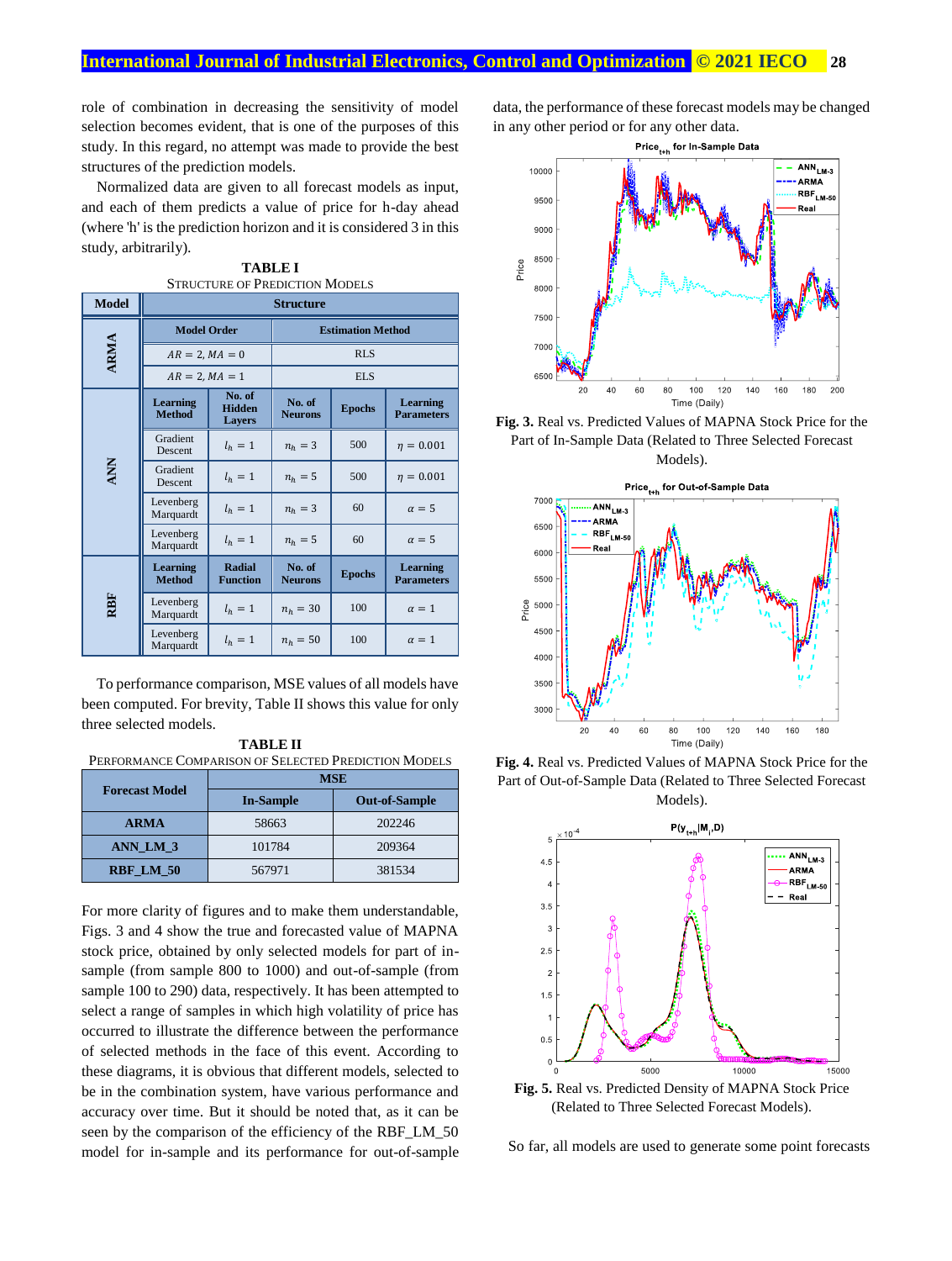role of combination in decreasing the sensitivity of model selection becomes evident, that is one of the purposes of this study. In this regard, no attempt was made to provide the best structures of the prediction models.

Normalized data are given to all forecast models as input, and each of them predicts a value of price for h-day ahead (where 'h' is the prediction horizon and it is considered 3 in this study, arbitrarily).

**TABLE I**
STRUCTURE OF PREDICTION MODELS

| Model | Structure | | | | |
|---|---|---|---|---|---|
| ARMA | Model Order | | Estimation Method | | |
| | $AR = 2, MA = 0$ | | RLS | | |
| | $AR = 2, MA = 1$ | | ELS | | |
| ANN | Learning Method | No. of Hidden Layers | No. of Neurons | Epochs | Learning Parameters |
| | Gradient Descent | $l_h = 1$ | $n_h = 3$ | 500 | $\eta = 0.001$ |
| | Gradient Descent | $l_h = 1$ | $n_h = 5$ | 500 | $\eta = 0.001$ |
| | Levenberg Marquardt | $l_h = 1$ | $n_h = 3$ | 60 | $\alpha = 5$ |
| | Levenberg Marquardt | $l_h = 1$ | $n_h = 5$ | 60 | $\alpha = 5$ |
| RBF | Learning Method | Radial Function | No. of Neurons | Epochs | Learning Parameters |
| | Levenberg Marquardt | $l_h = 1$ | $n_h = 30$ | 100 | $\alpha = 1$ |
| | Levenberg Marquardt | $l_h = 1$ | $n_h = 50$ | 100 | $\alpha = 1$ |

To performance comparison, MSE values of all models have been computed. For brevity, Table II shows this value for only three selected models.

**TABLE II**
PERFORMANCE COMPARISON OF SELECTED PREDICTION MODELS

| Forecast Model | MSE | |
|---|---|---|
| | In-Sample | Out-of-Sample |
| ARMA | 58663 | 202246 |
| ANN_LM_3 | 101784 | 209364 |
| RBF_LM_50 | 567971 | 381534 |

For more clarity of figures and to make them understandable, Figs. 3 and 4 show the true and forecasted value of MAPNA stock price, obtained by only selected models for part of in-sample (from sample 800 to 1000) and out-of-sample (from sample 100 to 290) data, respectively. It has been attempted to select a range of samples in which high volatility of price has occurred to illustrate the difference between the performance of selected methods in the face of this event. According to these diagrams, it is obvious that different models, selected to be in the combination system, have various performance and accuracy over time. But it should be noted that, as it can be seen by the comparison of the efficiency of the RBF_LM_50 model for in-sample and its performance for out-of-sample data, the performance of these forecast models may be changed in any other period or for any other data.

**Fig. 3.** Real vs. Predicted Values of MAPNA Stock Price for the Part of In-Sample Data (Related to Three Selected Forecast Models).

**Fig. 4.** Real vs. Predicted Values of MAPNA Stock Price for the Part of Out-of-Sample Data (Related to Three Selected Forecast Models).

**Fig. 5.** Real vs. Predicted Density of MAPNA Stock Price (Related to Three Selected Forecast Models).

So far, all models are used to generate some point forecasts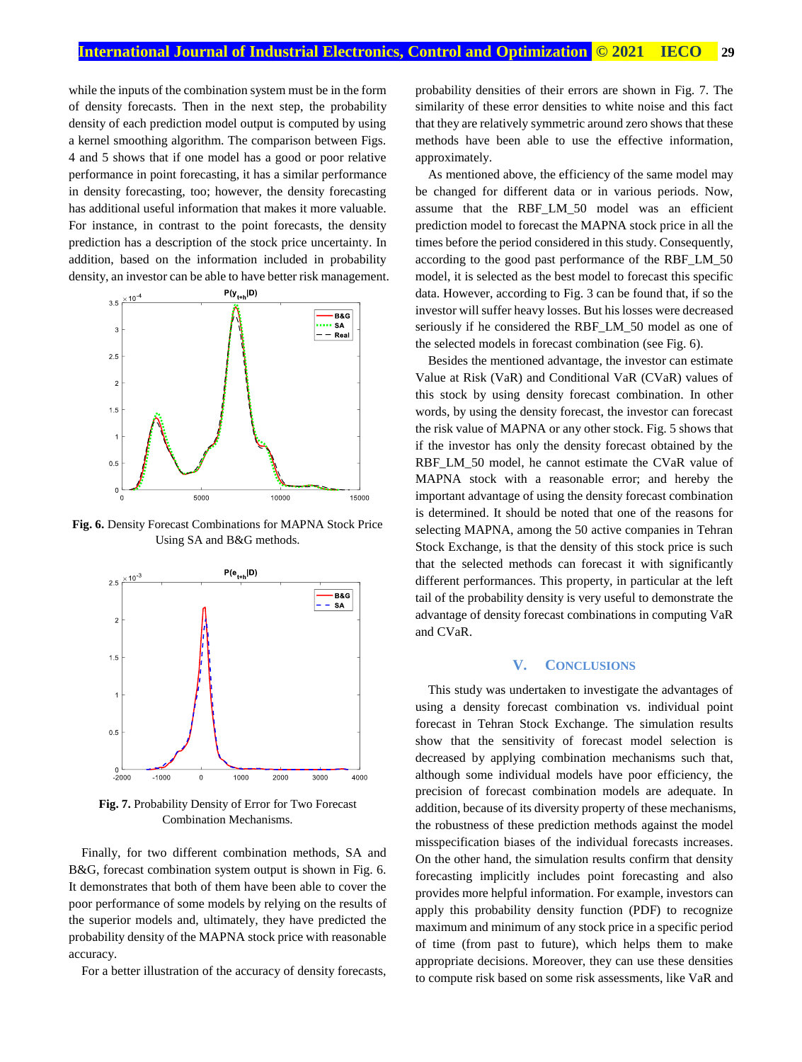while the inputs of the combination system must be in the form of density forecasts. Then in the next step, the probability density of each prediction model output is computed by using a kernel smoothing algorithm. The comparison between Figs. 4 and 5 shows that if one model has a good or poor relative performance in point forecasting, it has a similar performance in density forecasting, too; however, the density forecasting has additional useful information that makes it more valuable. For instance, in contrast to the point forecasts, the density prediction has a description of the stock price uncertainty. In addition, based on the information included in probability density, an investor can be able to have better risk management.

**Fig. 6.** Density Forecast Combinations for MAPNA Stock Price Using SA and B&G methods.

**Fig. 7.** Probability Density of Error for Two Forecast Combination Mechanisms.

Finally, for two different combination methods, SA and B&G, forecast combination system output is shown in Fig. 6. It demonstrates that both of them have been able to cover the poor performance of some models by relying on the results of the superior models and, ultimately, they have predicted the probability density of the MAPNA stock price with reasonable accuracy.

For a better illustration of the accuracy of density forecasts, probability densities of their errors are shown in Fig. 7. The similarity of these error densities to white noise and this fact that they are relatively symmetric around zero shows that these methods have been able to use the effective information, approximately.

As mentioned above, the efficiency of the same model may be changed for different data or in various periods. Now, assume that the RBF_LM_50 model was an efficient prediction model to forecast the MAPNA stock price in all the times before the period considered in this study. Consequently, according to the good past performance of the RBF_LM_50 model, it is selected as the best model to forecast this specific data. However, according to Fig. 3 can be found that, if so the investor will suffer heavy losses. But his losses were decreased seriously if he considered the RBF_LM_50 model as one of the selected models in forecast combination (see Fig. 6).

Besides the mentioned advantage, the investor can estimate Value at Risk (VaR) and Conditional VaR (CVaR) values of this stock by using density forecast combination. In other words, by using the density forecast, the investor can forecast the risk value of MAPNA or any other stock. Fig. 5 shows that if the investor has only the density forecast obtained by the RBF_LM_50 model, he cannot estimate the CVaR value of MAPNA stock with a reasonable error; and hereby the important advantage of using the density forecast combination is determined. It should be noted that one of the reasons for selecting MAPNA, among the 50 active companies in Tehran Stock Exchange, is that the density of this stock price is such that the selected methods can forecast it with significantly different performances. This property, in particular at the left tail of the probability density is very useful to demonstrate the advantage of density forecast combinations in computing VaR and CVaR.

## V. Conclusions

This study was undertaken to investigate the advantages of using a density forecast combination vs. individual point forecast in Tehran Stock Exchange. The simulation results show that the sensitivity of forecast model selection is decreased by applying combination mechanisms such that, although some individual models have poor efficiency, the precision of forecast combination models are adequate. In addition, because of its diversity property of these mechanisms, the robustness of these prediction methods against the model misspecification biases of the individual forecasts increases. On the other hand, the simulation results confirm that density forecasting implicitly includes point forecasting and also provides more helpful information. For example, investors can apply this probability density function (PDF) to recognize maximum and minimum of any stock price in a specific period of time (from past to future), which helps them to make appropriate decisions. Moreover, they can use these densities to compute risk based on some risk assessments, like VaR and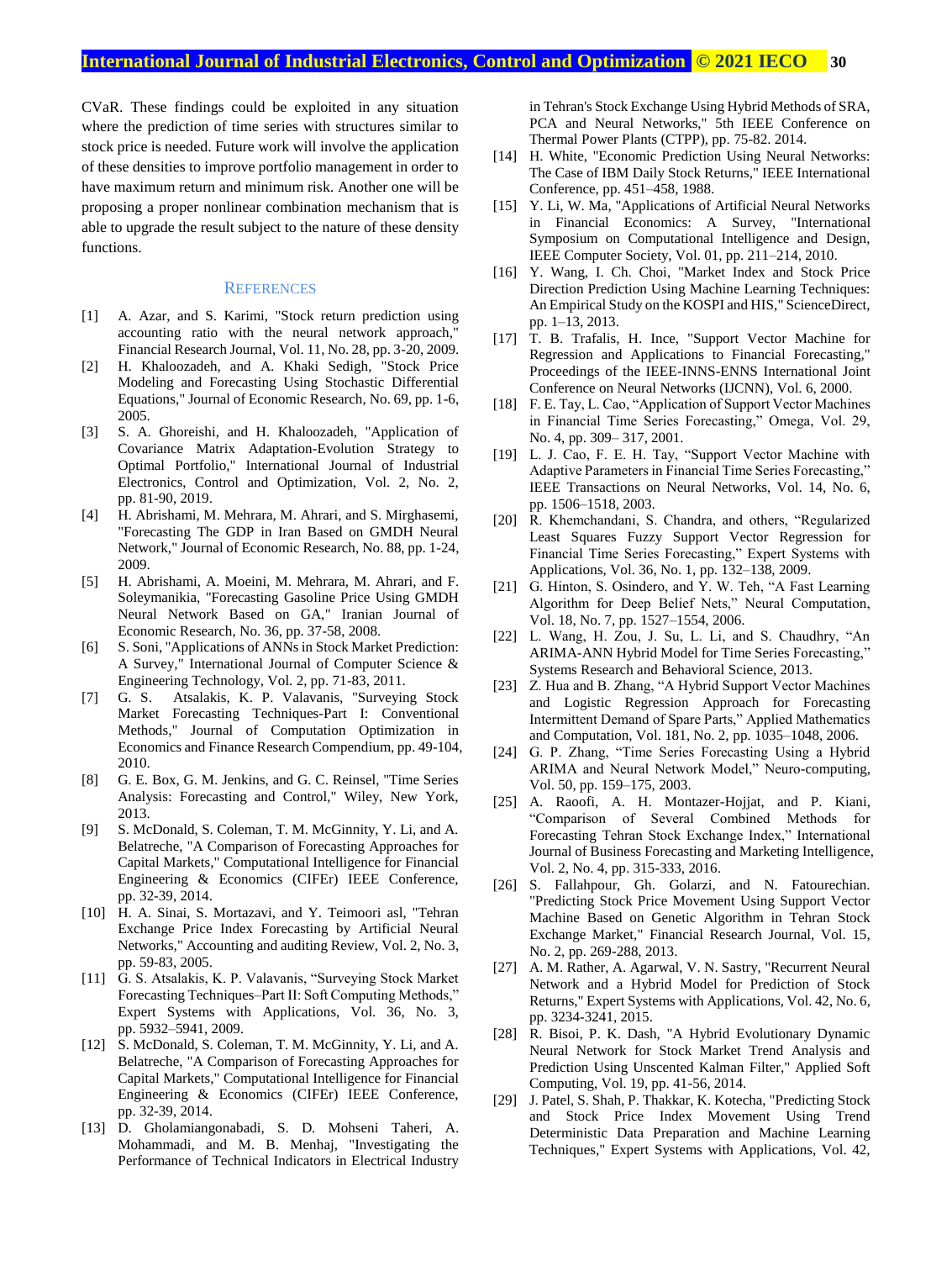CVaR. These findings could be exploited in any situation where the prediction of time series with structures similar to stock price is needed. Future work will involve the application of these densities to improve portfolio management in order to have maximum return and minimum risk. Another one will be proposing a proper nonlinear combination mechanism that is able to upgrade the result subject to the nature of these density functions.

## References

[1] A. Azar, and S. Karimi, "Stock return prediction using accounting ratio with the neural network approach," Financial Research Journal, Vol. 11, No. 28, pp. 3-20, 2009.

[2] H. Khaloozadeh, and A. Khaki Sedigh, "Stock Price Modeling and Forecasting Using Stochastic Differential Equations," Journal of Economic Research, No. 69, pp. 1-6, 2005.

[3] S. A. Ghoreishi, and H. Khaloozadeh, "Application of Covariance Matrix Adaptation-Evolution Strategy to Optimal Portfolio," International Journal of Industrial Electronics, Control and Optimization, Vol. 2, No. 2, pp. 81-90, 2019.

[4] H. Abrishami, M. Mehrara, M. Ahrari, and S. Mirghasemi, "Forecasting The GDP in Iran Based on GMDH Neural Network," Journal of Economic Research, No. 88, pp. 1-24, 2009.

[5] H. Abrishami, A. Moeini, M. Mehrara, M. Ahrari, and F. Soleymanikia, "Forecasting Gasoline Price Using GMDH Neural Network Based on GA," Iranian Journal of Economic Research, No. 36, pp. 37-58, 2008.

[6] S. Soni, "Applications of ANNs in Stock Market Prediction: A Survey," International Journal of Computer Science & Engineering Technology, Vol. 2, pp. 71-83, 2011.

[7] G. S. Atsalakis, K. P. Valavanis, "Surveying Stock Market Forecasting Techniques-Part I: Conventional Methods," Journal of Computation Optimization in Economics and Finance Research Compendium, pp. 49-104, 2010.

[8] G. E. Box, G. M. Jenkins, and G. C. Reinsel, "Time Series Analysis: Forecasting and Control," Wiley, New York, 2013.

[9] S. McDonald, S. Coleman, T. M. McGinnity, Y. Li, and A. Belatreche, "A Comparison of Forecasting Approaches for Capital Markets," Computational Intelligence for Financial Engineering & Economics (CIFEr) IEEE Conference, pp. 32-39, 2014.

[10] H. A. Sinai, S. Mortazavi, and Y. Teimoori asl, "Tehran Exchange Price Index Forecasting by Artificial Neural Networks," Accounting and auditing Review, Vol. 2, No. 3, pp. 59-83, 2005.

[11] G. S. Atsalakis, K. P. Valavanis, "Surveying Stock Market Forecasting Techniques–Part II: Soft Computing Methods," Expert Systems with Applications, Vol. 36, No. 3, pp. 5932–5941, 2009.

[12] S. McDonald, S. Coleman, T. M. McGinnity, Y. Li, and A. Belatreche, "A Comparison of Forecasting Approaches for Capital Markets," Computational Intelligence for Financial Engineering & Economics (CIFEr) IEEE Conference, pp. 32-39, 2014.

[13] D. Gholamiangonabadi, S. D. Mohseni Taheri, A. Mohammadi, and M. B. Menhaj, "Investigating the Performance of Technical Indicators in Electrical Industry in Tehran's Stock Exchange Using Hybrid Methods of SRA, PCA and Neural Networks," 5th IEEE Conference on Thermal Power Plants (CTPP), pp. 75-82. 2014.

[14] H. White, "Economic Prediction Using Neural Networks: The Case of IBM Daily Stock Returns," IEEE International Conference, pp. 451–458, 1988.

[15] Y. Li, W. Ma, "Applications of Artificial Neural Networks in Financial Economics: A Survey, "International Symposium on Computational Intelligence and Design, IEEE Computer Society, Vol. 01, pp. 211–214, 2010.

[16] Y. Wang, I. Ch. Choi, "Market Index and Stock Price Direction Prediction Using Machine Learning Techniques: An Empirical Study on the KOSPI and HIS," ScienceDirect, pp. 1–13, 2013.

[17] T. B. Trafalis, H. Ince, "Support Vector Machine for Regression and Applications to Financial Forecasting," Proceedings of the IEEE-INNS-ENNS International Joint Conference on Neural Networks (IJCNN), Vol. 6, 2000.

[18] F. E. Tay, L. Cao, "Application of Support Vector Machines in Financial Time Series Forecasting," Omega, Vol. 29, No. 4, pp. 309– 317, 2001.

[19] L. J. Cao, F. E. H. Tay, "Support Vector Machine with Adaptive Parameters in Financial Time Series Forecasting," IEEE Transactions on Neural Networks, Vol. 14, No. 6, pp. 1506–1518, 2003.

[20] R. Khemchandani, S. Chandra, and others, "Regularized Least Squares Fuzzy Support Vector Regression for Financial Time Series Forecasting," Expert Systems with Applications, Vol. 36, No. 1, pp. 132–138, 2009.

[21] G. Hinton, S. Osindero, and Y. W. Teh, "A Fast Learning Algorithm for Deep Belief Nets," Neural Computation, Vol. 18, No. 7, pp. 1527–1554, 2006.

[22] L. Wang, H. Zou, J. Su, L. Li, and S. Chaudhry, "An ARIMA-ANN Hybrid Model for Time Series Forecasting," Systems Research and Behavioral Science, 2013.

[23] Z. Hua and B. Zhang, "A Hybrid Support Vector Machines and Logistic Regression Approach for Forecasting Intermittent Demand of Spare Parts," Applied Mathematics and Computation, Vol. 181, No. 2, pp. 1035–1048, 2006.

[24] G. P. Zhang, "Time Series Forecasting Using a Hybrid ARIMA and Neural Network Model," Neuro-computing, Vol. 50, pp. 159–175, 2003.

[25] A. Raoofi, A. H. Montazer-Hojjat, and P. Kiani, "Comparison of Several Combined Methods for Forecasting Tehran Stock Exchange Index," International Journal of Business Forecasting and Marketing Intelligence, Vol. 2, No. 4, pp. 315-333, 2016.

[26] S. Fallahpour, Gh. Golarzi, and N. Fatourechian. "Predicting Stock Price Movement Using Support Vector Machine Based on Genetic Algorithm in Tehran Stock Exchange Market," Financial Research Journal, Vol. 15, No. 2, pp. 269-288, 2013.

[27] A. M. Rather, A. Agarwal, V. N. Sastry, "Recurrent Neural Network and a Hybrid Model for Prediction of Stock Returns," Expert Systems with Applications, Vol. 42, No. 6, pp. 3234-3241, 2015.

[28] R. Bisoi, P. K. Dash, "A Hybrid Evolutionary Dynamic Neural Network for Stock Market Trend Analysis and Prediction Using Unscented Kalman Filter," Applied Soft Computing, Vol. 19, pp. 41-56, 2014.

[29] J. Patel, S. Shah, P. Thakkar, K. Kotecha, "Predicting Stock and Stock Price Index Movement Using Trend Deterministic Data Preparation and Machine Learning Techniques," Expert Systems with Applications, Vol. 42,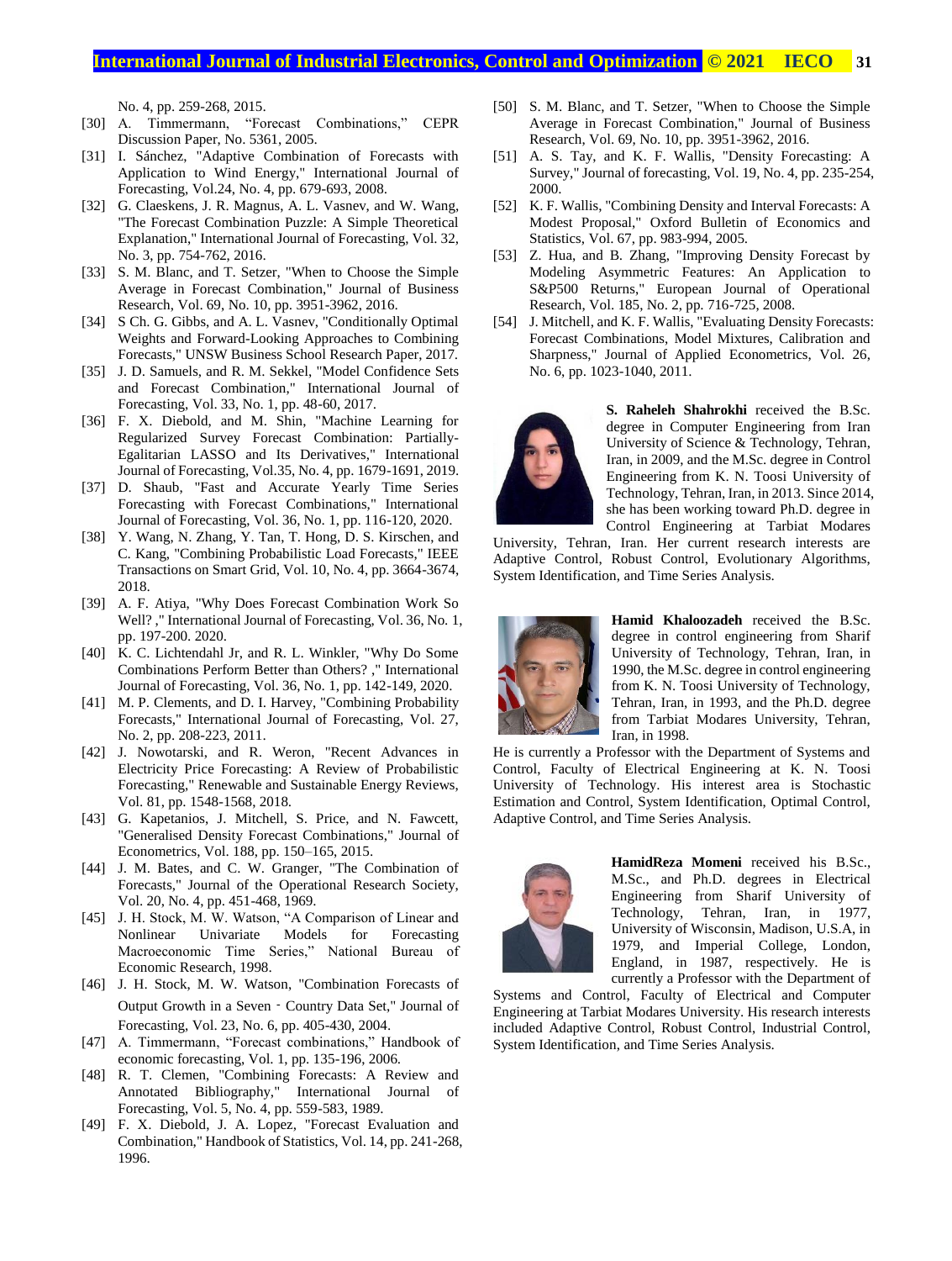No. 4, pp. 259-268, 2015.

[30] A. Timmermann, "Forecast Combinations," CEPR Discussion Paper, No. 5361, 2005.

[31] I. Sánchez, "Adaptive Combination of Forecasts with Application to Wind Energy," International Journal of Forecasting, Vol.24, No. 4, pp. 679-693, 2008.

[32] G. Claeskens, J. R. Magnus, A. L. Vasnev, and W. Wang, "The Forecast Combination Puzzle: A Simple Theoretical Explanation," International Journal of Forecasting, Vol. 32, No. 3, pp. 754-762, 2016.

[33] S. M. Blanc, and T. Setzer, "When to Choose the Simple Average in Forecast Combination," Journal of Business Research, Vol. 69, No. 10, pp. 3951-3962, 2016.

[34] S Ch. G. Gibbs, and A. L. Vasnev, "Conditionally Optimal Weights and Forward-Looking Approaches to Combining Forecasts," UNSW Business School Research Paper, 2017.

[35] J. D. Samuels, and R. M. Sekkel, "Model Confidence Sets and Forecast Combination," International Journal of Forecasting, Vol. 33, No. 1, pp. 48-60, 2017.

[36] F. X. Diebold, and M. Shin, "Machine Learning for Regularized Survey Forecast Combination: Partially-Egalitarian LASSO and Its Derivatives," International Journal of Forecasting, Vol.35, No. 4, pp. 1679-1691, 2019.

[37] D. Shaub, "Fast and Accurate Yearly Time Series Forecasting with Forecast Combinations," International Journal of Forecasting, Vol. 36, No. 1, pp. 116-120, 2020.

[38] Y. Wang, N. Zhang, Y. Tan, T. Hong, D. S. Kirschen, and C. Kang, "Combining Probabilistic Load Forecasts," IEEE Transactions on Smart Grid, Vol. 10, No. 4, pp. 3664-3674, 2018.

[39] A. F. Atiya, "Why Does Forecast Combination Work So Well? ," International Journal of Forecasting, Vol. 36, No. 1, pp. 197-200. 2020.

[40] K. C. Lichtendahl Jr, and R. L. Winkler, "Why Do Some Combinations Perform Better than Others? ," International Journal of Forecasting, Vol. 36, No. 1, pp. 142-149, 2020.

[41] M. P. Clements, and D. I. Harvey, "Combining Probability Forecasts," International Journal of Forecasting, Vol. 27, No. 2, pp. 208-223, 2011.

[42] J. Nowotarski, and R. Weron, "Recent Advances in Electricity Price Forecasting: A Review of Probabilistic Forecasting," Renewable and Sustainable Energy Reviews, Vol. 81, pp. 1548-1568, 2018.

[43] G. Kapetanios, J. Mitchell, S. Price, and N. Fawcett, "Generalised Density Forecast Combinations," Journal of Econometrics, Vol. 188, pp. 150–165, 2015.

[44] J. M. Bates, and C. W. Granger, "The Combination of Forecasts," Journal of the Operational Research Society, Vol. 20, No. 4, pp. 451-468, 1969.

[45] J. H. Stock, M. W. Watson, "A Comparison of Linear and Nonlinear Univariate Models for Forecasting Macroeconomic Time Series," National Bureau of Economic Research, 1998.

[46] J. H. Stock, M. W. Watson, "Combination Forecasts of Output Growth in a Seven‐Country Data Set," Journal of Forecasting, Vol. 23, No. 6, pp. 405-430, 2004.

[47] A. Timmermann, "Forecast combinations," Handbook of economic forecasting, Vol. 1, pp. 135-196, 2006.

[48] R. T. Clemen, "Combining Forecasts: A Review and Annotated Bibliography," International Journal of Forecasting, Vol. 5, No. 4, pp. 559-583, 1989.

[49] F. X. Diebold, J. A. Lopez, "Forecast Evaluation and Combination," Handbook of Statistics, Vol. 14, pp. 241-268, 1996.

[50] S. M. Blanc, and T. Setzer, "When to Choose the Simple Average in Forecast Combination," Journal of Business Research, Vol. 69, No. 10, pp. 3951-3962, 2016.

[51] A. S. Tay, and K. F. Wallis, "Density Forecasting: A Survey," Journal of forecasting, Vol. 19, No. 4, pp. 235-254, 2000.

[52] K. F. Wallis, "Combining Density and Interval Forecasts: A Modest Proposal," Oxford Bulletin of Economics and Statistics, Vol. 67, pp. 983-994, 2005.

[53] Z. Hua, and B. Zhang, "Improving Density Forecast by Modeling Asymmetric Features: An Application to S&P500 Returns," European Journal of Operational Research, Vol. 185, No. 2, pp. 716-725, 2008.

[54] J. Mitchell, and K. F. Wallis, "Evaluating Density Forecasts: Forecast Combinations, Model Mixtures, Calibration and Sharpness," Journal of Applied Econometrics, Vol. 26, No. 6, pp. 1023-1040, 2011.

**S. Raheleh Shahrokhi** received the B.Sc. degree in Computer Engineering from Iran University of Science & Technology, Tehran, Iran, in 2009, and the M.Sc. degree in Control Engineering from K. N. Toosi University of Technology, Tehran, Iran, in 2013. Since 2014, she has been working toward Ph.D. degree in Control Engineering at Tarbiat Modares University, Tehran, Iran. Her current research interests are Adaptive Control, Robust Control, Evolutionary Algorithms, System Identification, and Time Series Analysis.

**Hamid Khaloozadeh** received the B.Sc. degree in control engineering from Sharif University of Technology, Tehran, Iran, in 1990, the M.Sc. degree in control engineering from K. N. Toosi University of Technology, Tehran, Iran, in 1993, and the Ph.D. degree from Tarbiat Modares University, Tehran, Iran, in 1998. He is currently a Professor with the Department of Systems and Control, Faculty of Electrical Engineering at K. N. Toosi University of Technology. His interest area is Stochastic Estimation and Control, System Identification, Optimal Control, Adaptive Control, and Time Series Analysis.

**HamidReza Momeni** received his B.Sc., M.Sc., and Ph.D. degrees in Electrical Engineering from Sharif University of Technology, Tehran, Iran, in 1977, University of Wisconsin, Madison, U.S.A, in 1979, and Imperial College, London, England, in 1987, respectively. He is currently a Professor with the Department of Systems and Control, Faculty of Electrical and Computer Engineering at Tarbiat Modares University. His research interests included Adaptive Control, Robust Control, Industrial Control, System Identification, and Time Series Analysis.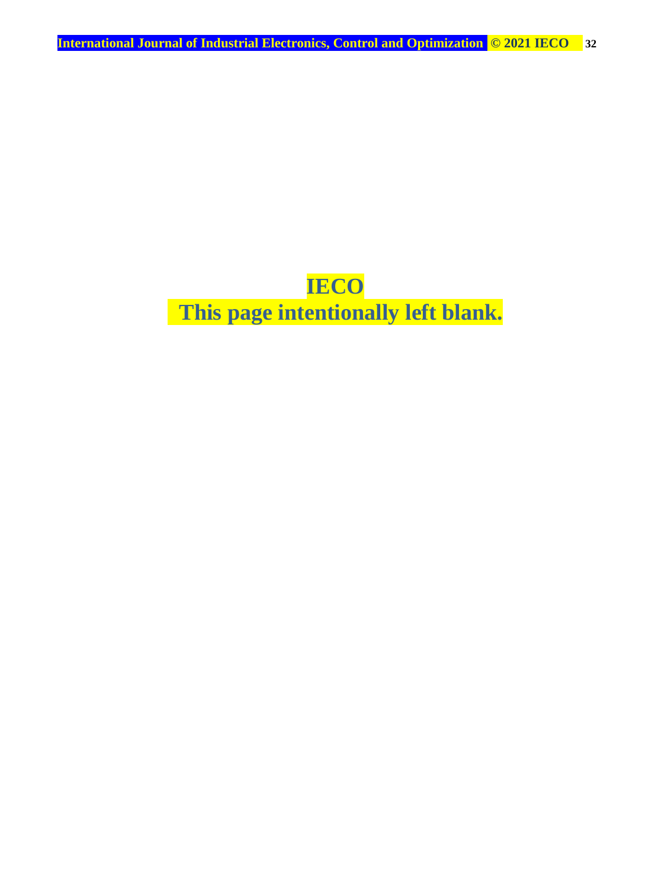**IECO**

**This page intentionally left blank.**